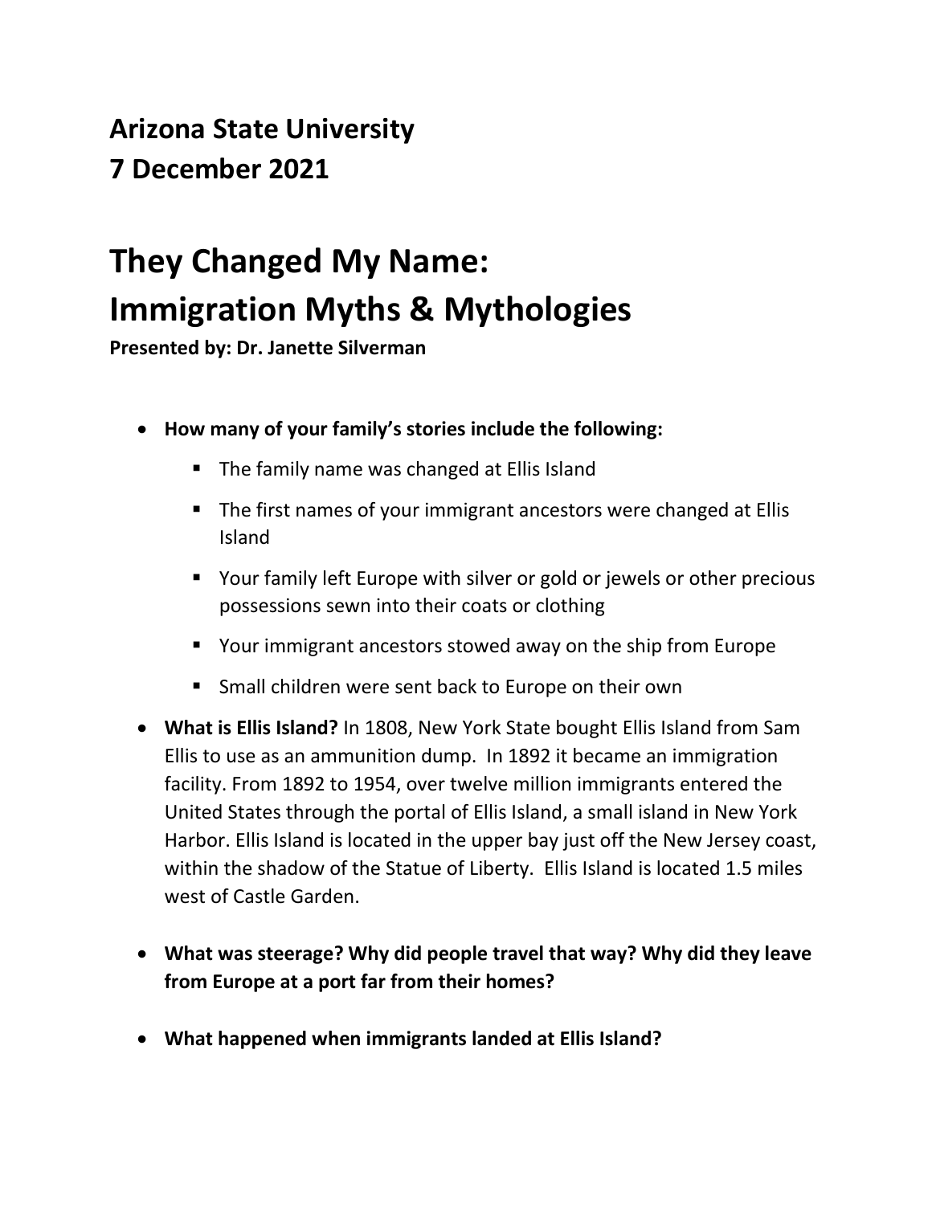**Arizona State University**
**7 December 2021**

# They Changed My Name: Immigration Myths & Mythologies

**Presented by: Dr. Janette Silverman**

- **How many of your family's stories include the following:**
  - The family name was changed at Ellis Island
  - The first names of your immigrant ancestors were changed at Ellis Island
  - Your family left Europe with silver or gold or jewels or other precious possessions sewn into their coats or clothing
  - Your immigrant ancestors stowed away on the ship from Europe
  - Small children were sent back to Europe on their own
- **What is Ellis Island?** In 1808, New York State bought Ellis Island from Sam Ellis to use as an ammunition dump. In 1892 it became an immigration facility. From 1892 to 1954, over twelve million immigrants entered the United States through the portal of Ellis Island, a small island in New York Harbor. Ellis Island is located in the upper bay just off the New Jersey coast, within the shadow of the Statue of Liberty. Ellis Island is located 1.5 miles west of Castle Garden.
- **What was steerage? Why did people travel that way? Why did they leave from Europe at a port far from their homes?**
- **What happened when immigrants landed at Ellis Island?**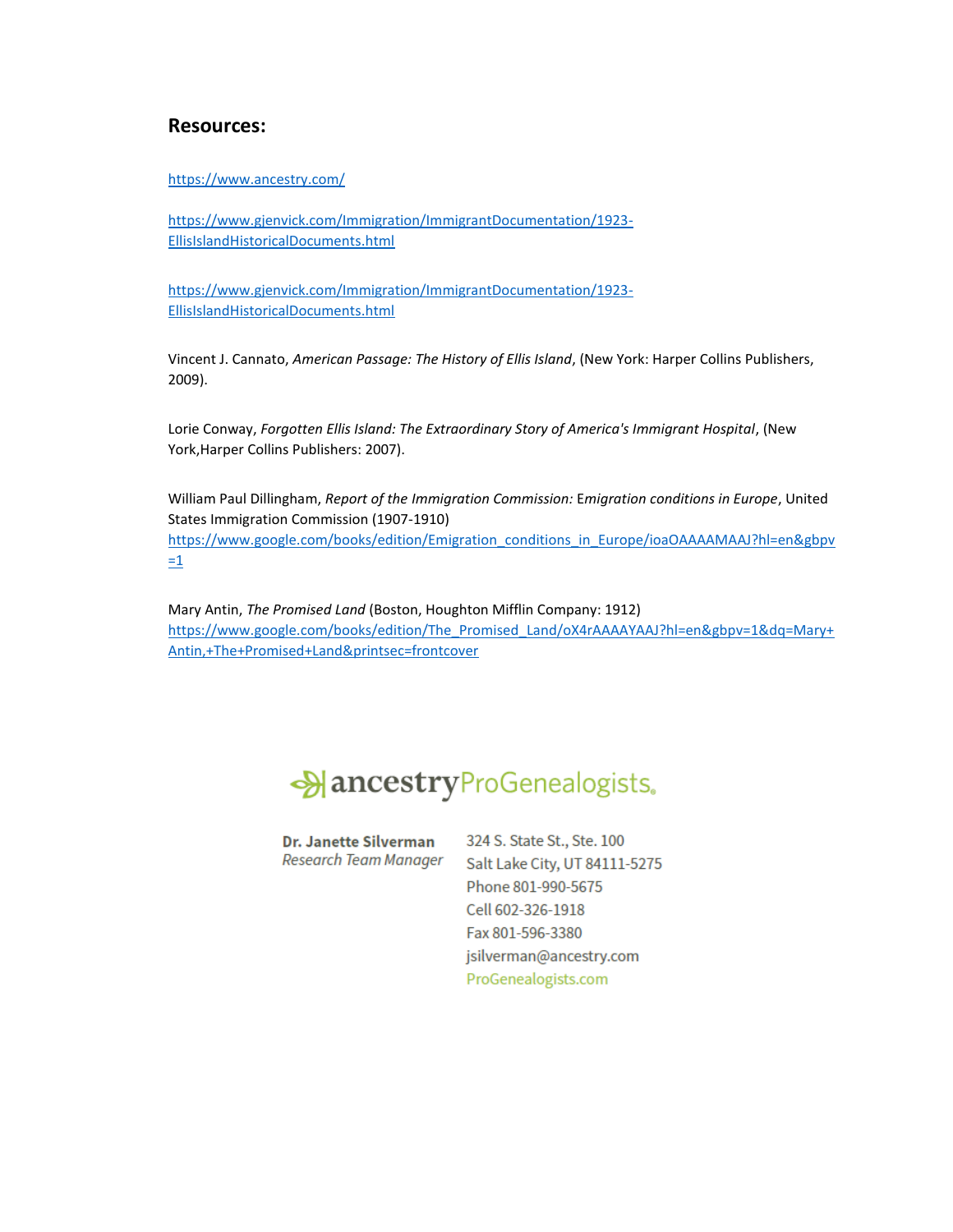## Resources:

https://www.ancestry.com/

https://www.gjenvick.com/Immigration/ImmigrantDocumentation/1923-EllisIslandHistoricalDocuments.html

https://www.gjenvick.com/Immigration/ImmigrantDocumentation/1923-EllisIslandHistoricalDocuments.html

Vincent J. Cannato, *American Passage: The History of Ellis Island*, (New York: Harper Collins Publishers, 2009).

Lorie Conway, *Forgotten Ellis Island: The Extraordinary Story of America's Immigrant Hospital*, (New York,Harper Collins Publishers: 2007).

William Paul Dillingham, *Report of the Immigration Commission:* Emigration conditions in Europe, United States Immigration Commission (1907-1910)
https://www.google.com/books/edition/Emigration_conditions_in_Europe/ioaOAAAAMAAJ?hl=en&gbpv=1

Mary Antin, *The Promised Land* (Boston, Houghton Mifflin Company: 1912)
https://www.google.com/books/edition/The_Promised_Land/oX4rAAAAYAAJ?hl=en&gbpv=1&dq=Mary+Antin,+The+Promised+Land&printsec=frontcover

ancestryProGenealogists.

**Dr. Janette Silverman**
*Research Team Manager*

324 S. State St., Ste. 100
Salt Lake City, UT 84111-5275
Phone 801-990-5675
Cell 602-326-1918
Fax 801-596-3380
jsilverman@ancestry.com
ProGenealogists.com